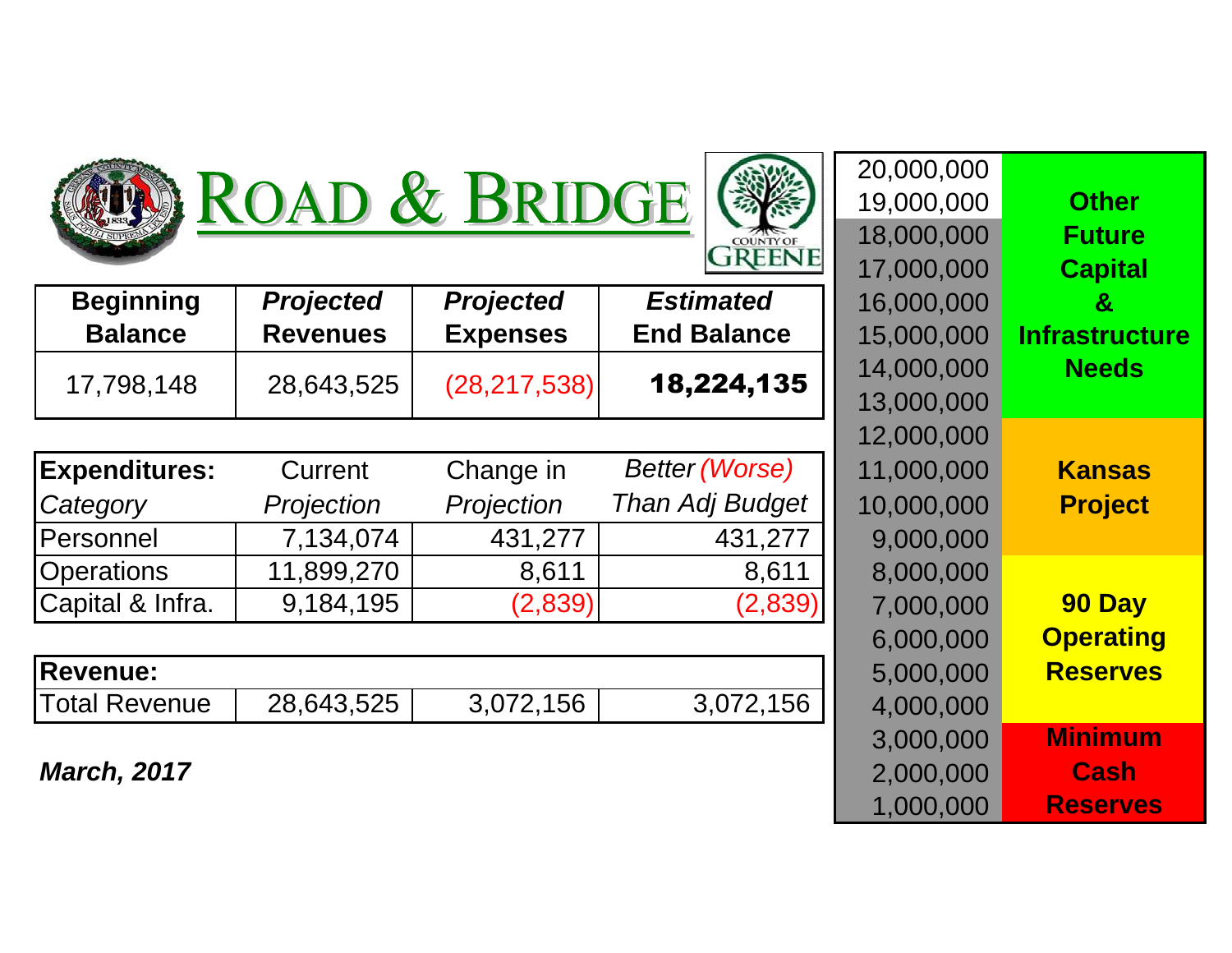# ROAD & BRIDGE

COUNTY OF GREENE

| Beginning Balance | *Projected* Revenues | *Projected* Expenses | *Estimated* End Balance |
|---|---|---|---|
| 17,798,148 | 28,643,525 | (28,217,538) | **18,224,135** |

| **Expenditures:** *Category* | Current *Projection* | Change in *Projection* | *Better (Worse) Than Adj Budget* |
|---|---|---|---|
| Personnel | 7,134,074 | 431,277 | 431,277 |
| Operations | 11,899,270 | 8,611 | 8,611 |
| Capital & Infra. | 9,184,195 | (2,839) | (2,839) |

| **Revenue:** | | | |
|---|---|---|---|
| Total Revenue | 28,643,525 | 3,072,156 | 3,072,156 |

***March, 2017***

| | |
|---|---|
| 20,000,000 | **Other Future Capital & Infrastructure Needs** |
| 19,000,000 | |
| 18,000,000 | |
| 17,000,000 | |
| 16,000,000 | |
| 15,000,000 | |
| 14,000,000 | |
| 13,000,000 | |
| 12,000,000 | **Kansas Project** |
| 11,000,000 | |
| 10,000,000 | |
| 9,000,000 | |
| 8,000,000 | **90 Day Operating Reserves** |
| 7,000,000 | |
| 6,000,000 | |
| 5,000,000 | |
| 4,000,000 | |
| 3,000,000 | **Minimum Cash Reserves** |
| 2,000,000 | |
| 1,000,000 | |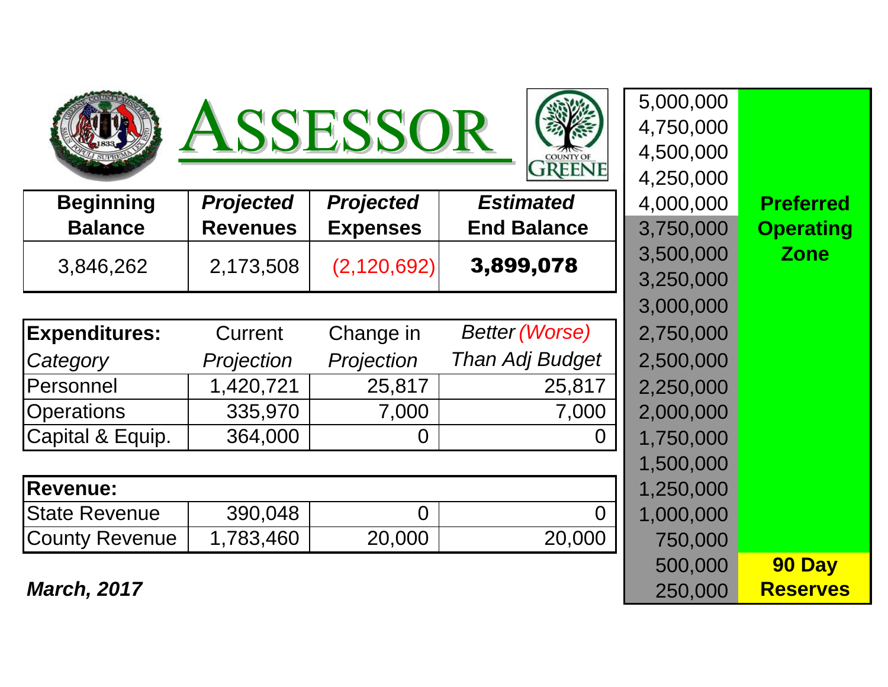# ASSESSOR

| Beginning Balance | *Projected* Revenues | *Projected* Expenses | *Estimated* End Balance |
|---|---|---|---|
| 3,846,262 | 2,173,508 | (2,120,692) | **3,899,078** |

| **Expenditures:** *Category* | Current *Projection* | Change in *Projection* | *Better (Worse) Than Adj Budget* |
|---|---|---|---|
| Personnel | 1,420,721 | 25,817 | 25,817 |
| Operations | 335,970 | 7,000 | 7,000 |
| Capital & Equip. | 364,000 | 0 | 0 |

| **Revenue:** | | | |
|---|---|---|---|
| State Revenue | 390,048 | 0 | 0 |
| County Revenue | 1,783,460 | 20,000 | 20,000 |

***March, 2017***

| Scale | Zone |
|---|---|
| 5,000,000 | |
| 4,750,000 | |
| 4,500,000 | |
| 4,250,000 | |
| 4,000,000 | **Preferred Operating Zone** |
| 3,750,000 | |
| 3,500,000 | |
| 3,250,000 | |
| 3,000,000 | |
| 2,750,000 | |
| 2,500,000 | |
| 2,250,000 | |
| 2,000,000 | |
| 1,750,000 | |
| 1,500,000 | |
| 1,250,000 | |
| 1,000,000 | |
| 750,000 | |
| 500,000 | **90 Day Reserves** |
| 250,000 | |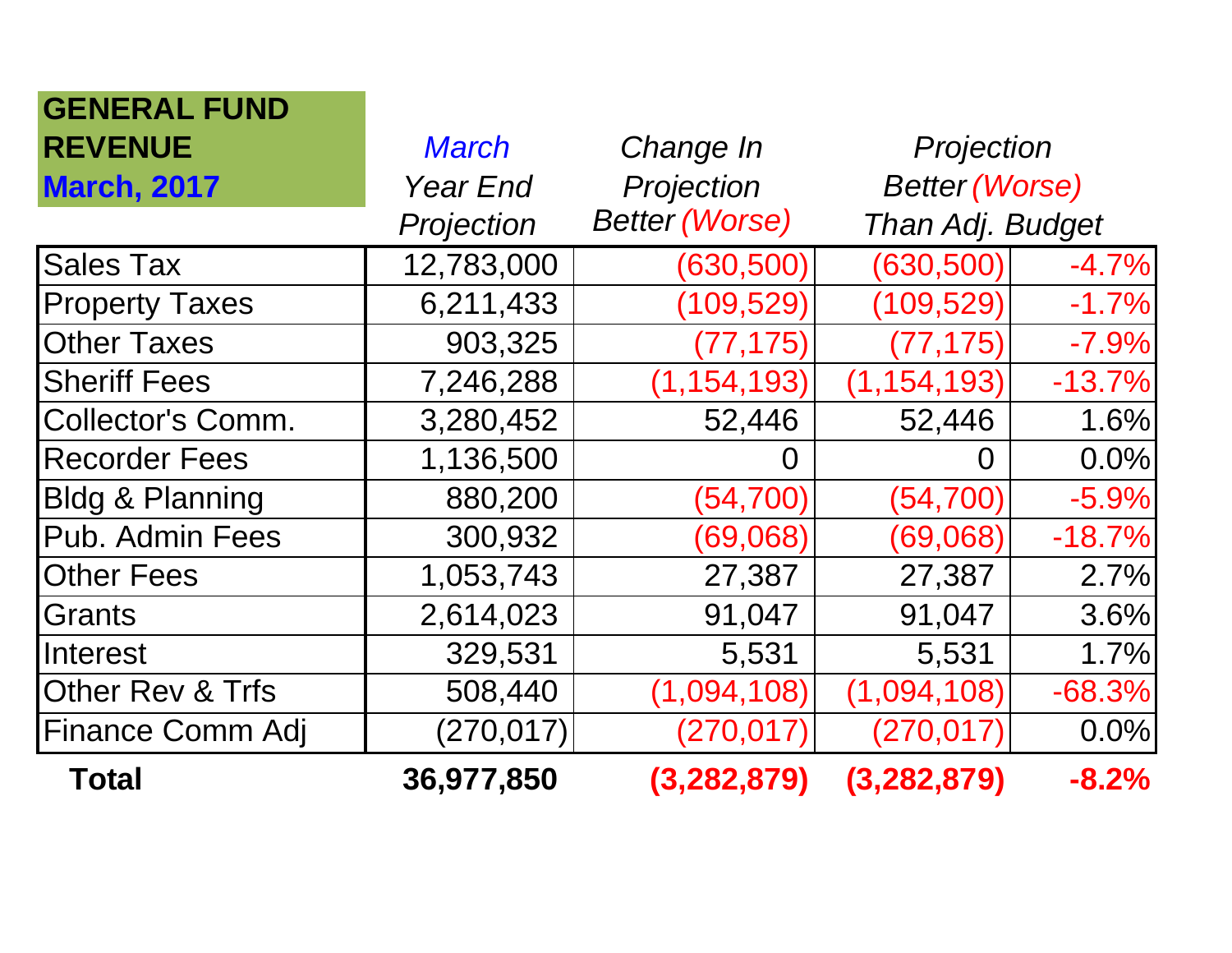**GENERAL FUND REVENUE**
**March, 2017**

| | *March* Year End Projection | *Change In Projection Better (Worse)* | *Projection Better (Worse) Than Adj. Budget* | |
|---|---|---|---|---|
| Sales Tax | 12,783,000 | (630,500) | (630,500) | -4.7% |
| Property Taxes | 6,211,433 | (109,529) | (109,529) | -1.7% |
| Other Taxes | 903,325 | (77,175) | (77,175) | -7.9% |
| Sheriff Fees | 7,246,288 | (1,154,193) | (1,154,193) | -13.7% |
| Collector's Comm. | 3,280,452 | 52,446 | 52,446 | 1.6% |
| Recorder Fees | 1,136,500 | 0 | 0 | 0.0% |
| Bldg & Planning | 880,200 | (54,700) | (54,700) | -5.9% |
| Pub. Admin Fees | 300,932 | (69,068) | (69,068) | -18.7% |
| Other Fees | 1,053,743 | 27,387 | 27,387 | 2.7% |
| Grants | 2,614,023 | 91,047 | 91,047 | 3.6% |
| Interest | 329,531 | 5,531 | 5,531 | 1.7% |
| Other Rev & Trfs | 508,440 | (1,094,108) | (1,094,108) | -68.3% |
| Finance Comm Adj | (270,017) | (270,017) | (270,017) | 0.0% |
| **Total** | **36,977,850** | **(3,282,879)** | **(3,282,879)** | **-8.2%** |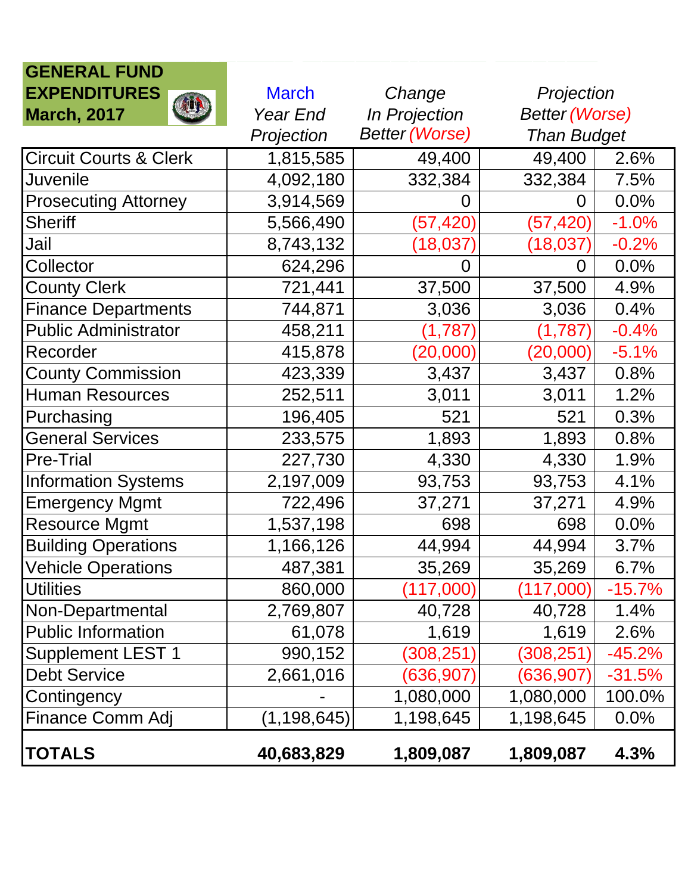## GENERAL FUND EXPENDITURES March, 2017

| | March Year End Projection | Change In Projection Better (Worse) | Projection Better (Worse) Than Budget | |
|---|---|---|---|---|
| Circuit Courts & Clerk | 1,815,585 | 49,400 | 49,400 | 2.6% |
| Juvenile | 4,092,180 | 332,384 | 332,384 | 7.5% |
| Prosecuting Attorney | 3,914,569 | 0 | 0 | 0.0% |
| Sheriff | 5,566,490 | (57,420) | (57,420) | -1.0% |
| Jail | 8,743,132 | (18,037) | (18,037) | -0.2% |
| Collector | 624,296 | 0 | 0 | 0.0% |
| County Clerk | 721,441 | 37,500 | 37,500 | 4.9% |
| Finance Departments | 744,871 | 3,036 | 3,036 | 0.4% |
| Public Administrator | 458,211 | (1,787) | (1,787) | -0.4% |
| Recorder | 415,878 | (20,000) | (20,000) | -5.1% |
| County Commission | 423,339 | 3,437 | 3,437 | 0.8% |
| Human Resources | 252,511 | 3,011 | 3,011 | 1.2% |
| Purchasing | 196,405 | 521 | 521 | 0.3% |
| General Services | 233,575 | 1,893 | 1,893 | 0.8% |
| Pre-Trial | 227,730 | 4,330 | 4,330 | 1.9% |
| Information Systems | 2,197,009 | 93,753 | 93,753 | 4.1% |
| Emergency Mgmt | 722,496 | 37,271 | 37,271 | 4.9% |
| Resource Mgmt | 1,537,198 | 698 | 698 | 0.0% |
| Building Operations | 1,166,126 | 44,994 | 44,994 | 3.7% |
| Vehicle Operations | 487,381 | 35,269 | 35,269 | 6.7% |
| Utilities | 860,000 | (117,000) | (117,000) | -15.7% |
| Non-Departmental | 2,769,807 | 40,728 | 40,728 | 1.4% |
| Public Information | 61,078 | 1,619 | 1,619 | 2.6% |
| Supplement LEST 1 | 990,152 | (308,251) | (308,251) | -45.2% |
| Debt Service | 2,661,016 | (636,907) | (636,907) | -31.5% |
| Contingency | - | 1,080,000 | 1,080,000 | 100.0% |
| Finance Comm Adj | (1,198,645) | 1,198,645 | 1,198,645 | 0.0% |
| **TOTALS** | **40,683,829** | **1,809,087** | **1,809,087** | **4.3%** |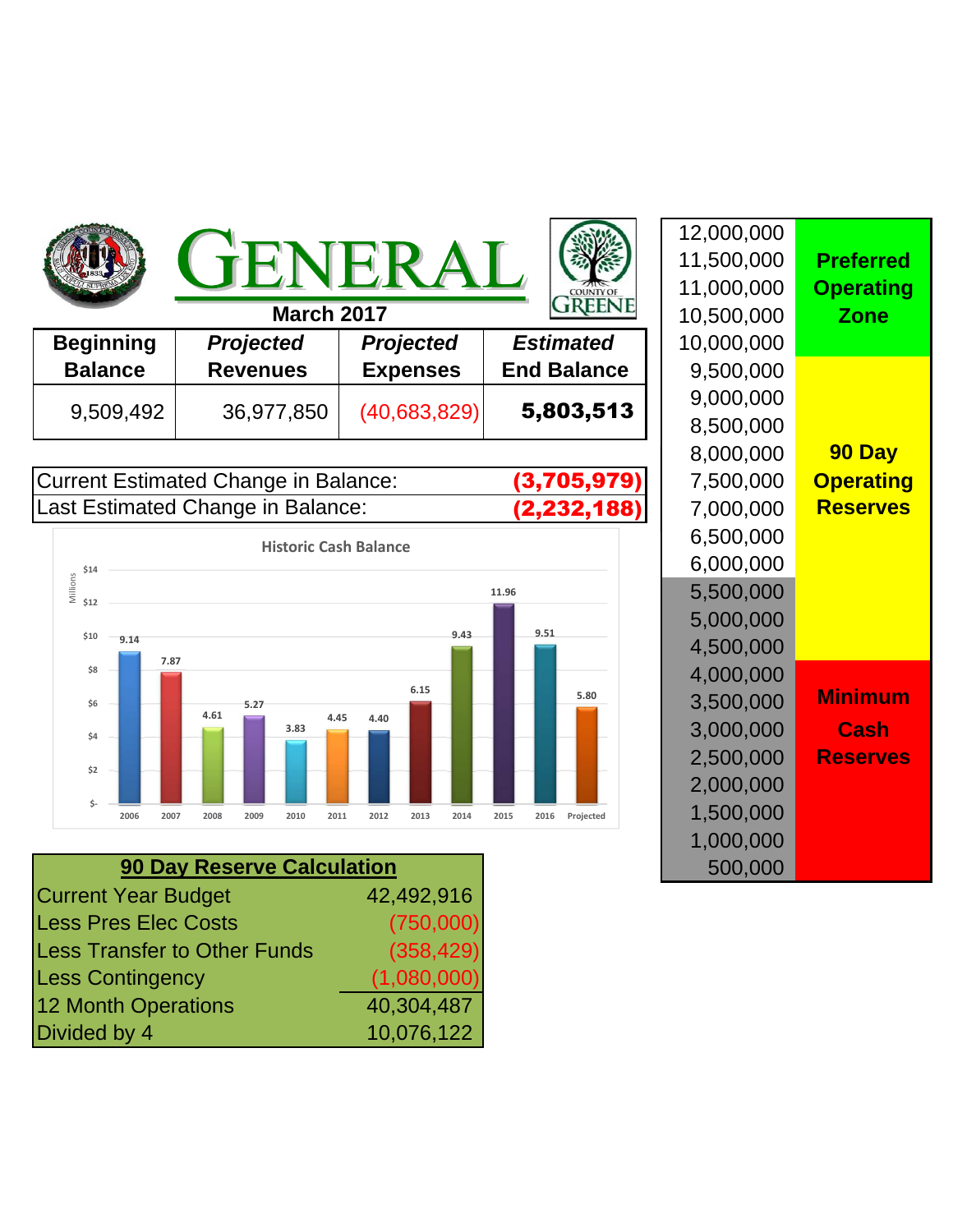# GENERAL

COUNTY OF GREENE

## March 2017

| Beginning Balance | *Projected* Revenues | *Projected* Expenses | *Estimated* End Balance |
|---|---|---|---|
| 9,509,492 | 36,977,850 | (40,683,829) | **5,803,513** |

| | |
|---|---|
| Current Estimated Change in Balance: | **(3,705,979)** |
| Last Estimated Change in Balance: | **(2,232,188)** |

Historic Cash Balance

Millions

$14
$12
$10
$8
$6
$4
$2
$-

9.14
7.87
4.61
5.27
3.83
4.45
4.40
6.15
9.43
11.96
9.51
5.80

2006
2007
2008
2009
2010
2011
2012
2013
2014
2015
2016
Projected

| 90 Day Reserve Calculation | |
|---|---|
| Current Year Budget | 42,492,916 |
| Less Pres Elec Costs | (750,000) |
| Less Transfer to Other Funds | (358,429) |
| Less Contingency | (1,080,000) |
| 12 Month Operations | 40,304,487 |
| Divided by 4 | 10,076,122 |

12,000,000
11,500,000
11,000,000
10,500,000
10,000,000
9,500,000
9,000,000
8,500,000
8,000,000
7,500,000
7,000,000
6,500,000
6,000,000
5,500,000
5,000,000
4,500,000
4,000,000
3,500,000
3,000,000
2,500,000
2,000,000
1,500,000
1,000,000
500,000

**Preferred Operating Zone**

**90 Day Operating Reserves**

**Minimum Cash Reserves**